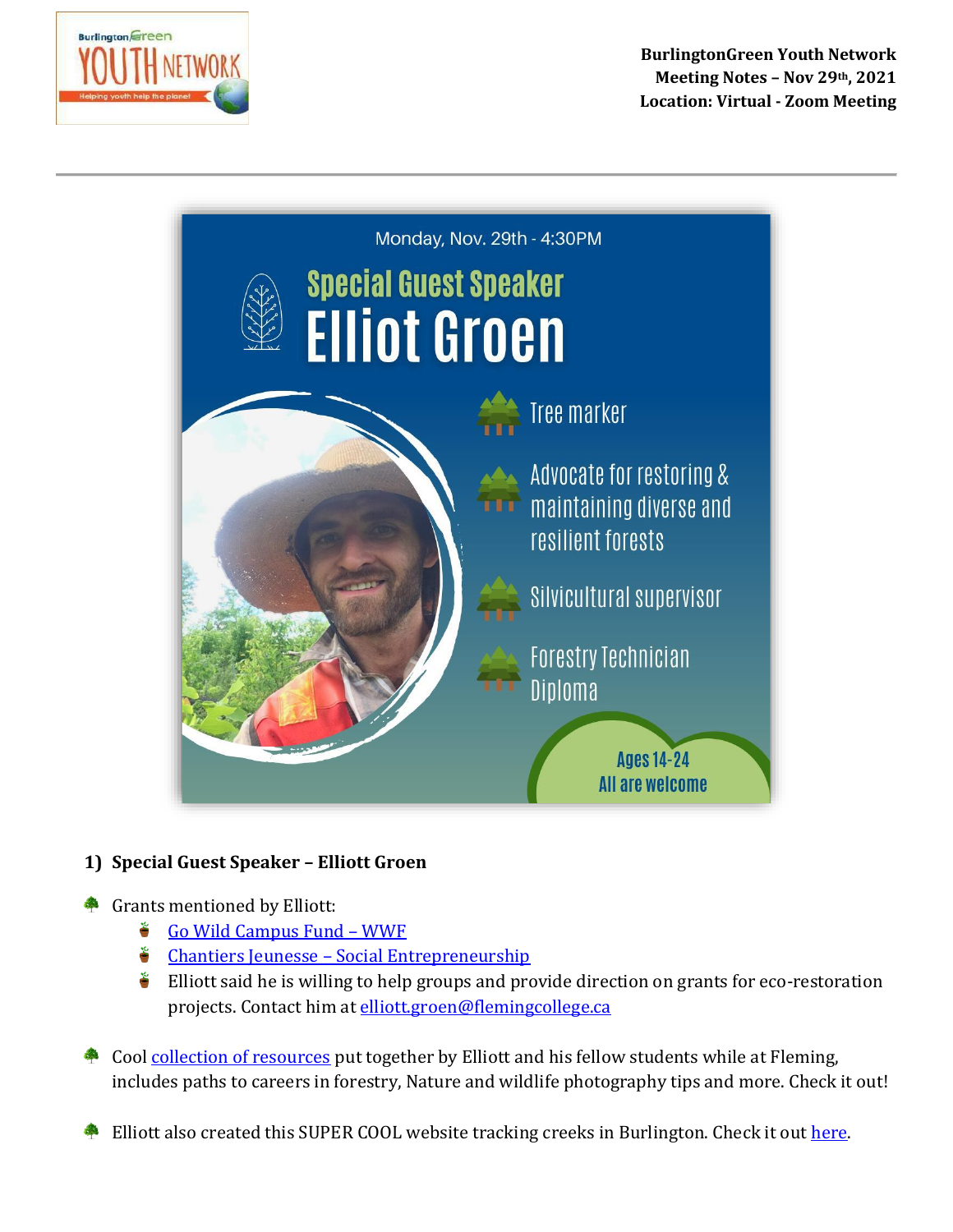**BurlingtonGreen Youth Network**
**Meeting Notes – Nov 29th, 2021**
**Location: Virtual - Zoom Meeting**

---

Monday, Nov. 29th - 4:30PM

Special Guest Speaker
Elliot Groen

- Tree marker
- Advocate for restoring & maintaining diverse and resilient forests
- Silvicultural supervisor
- Forestry Technician Diploma

Ages 14-24
All are welcome

## 1) Special Guest Speaker – Elliott Groen

- Grants mentioned by Elliott:
  - [Go Wild Campus Fund – WWF]()
  - [Chantiers Jeunesse – Social Entrepreneurship]()
  - Elliott said he is willing to help groups and provide direction on grants for eco-restoration projects. Contact him at [elliott.groen@flemingcollege.ca]()

- Cool [collection of resources]() put together by Elliott and his fellow students while at Fleming, includes paths to careers in forestry, Nature and wildlife photography tips and more. Check it out!

- Elliott also created this SUPER COOL website tracking creeks in Burlington. Check it out [here]().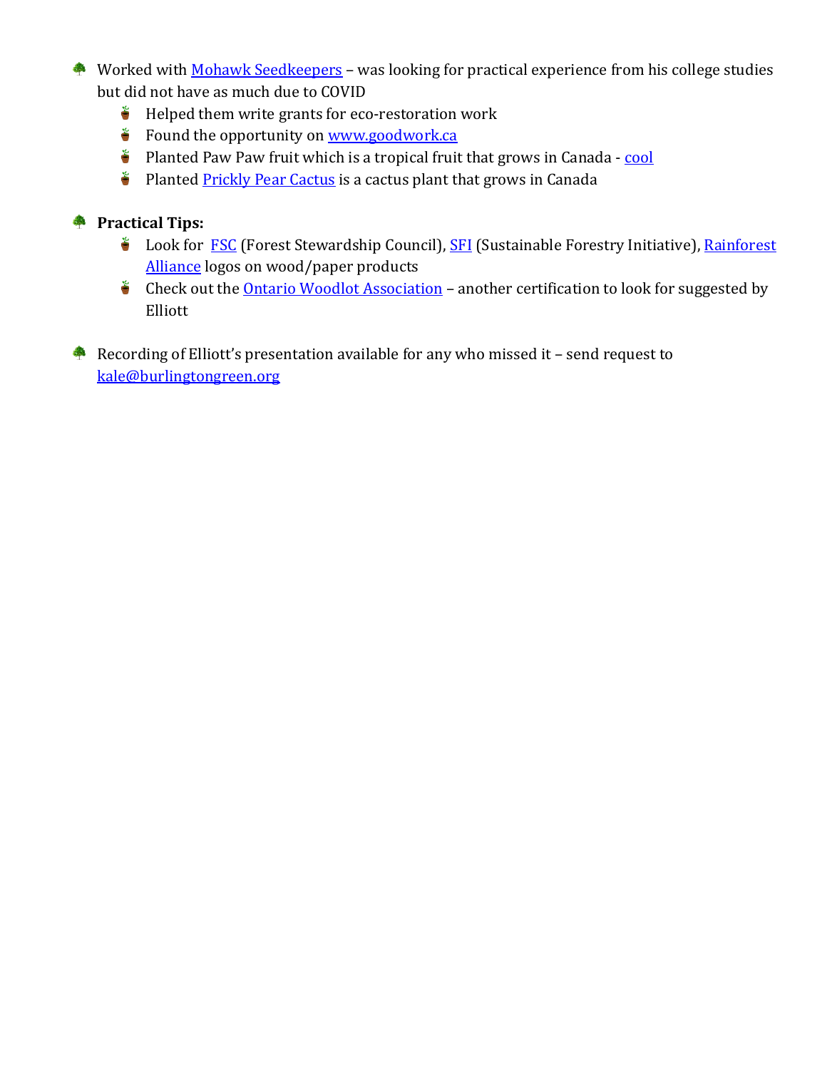- Worked with Mohawk Seedkeepers – was looking for practical experience from his college studies but did not have as much due to COVID
  - Helped them write grants for eco-restoration work
  - Found the opportunity on www.goodwork.ca
  - Planted Paw Paw fruit which is a tropical fruit that grows in Canada - cool
  - Planted Prickly Pear Cactus is a cactus plant that grows in Canada

- **Practical Tips:**
  - Look for FSC (Forest Stewardship Council), SFI (Sustainable Forestry Initiative), Rainforest Alliance logos on wood/paper products
  - Check out the Ontario Woodlot Association – another certification to look for suggested by Elliott

- Recording of Elliott's presentation available for any who missed it – send request to kale@burlingtongreen.org